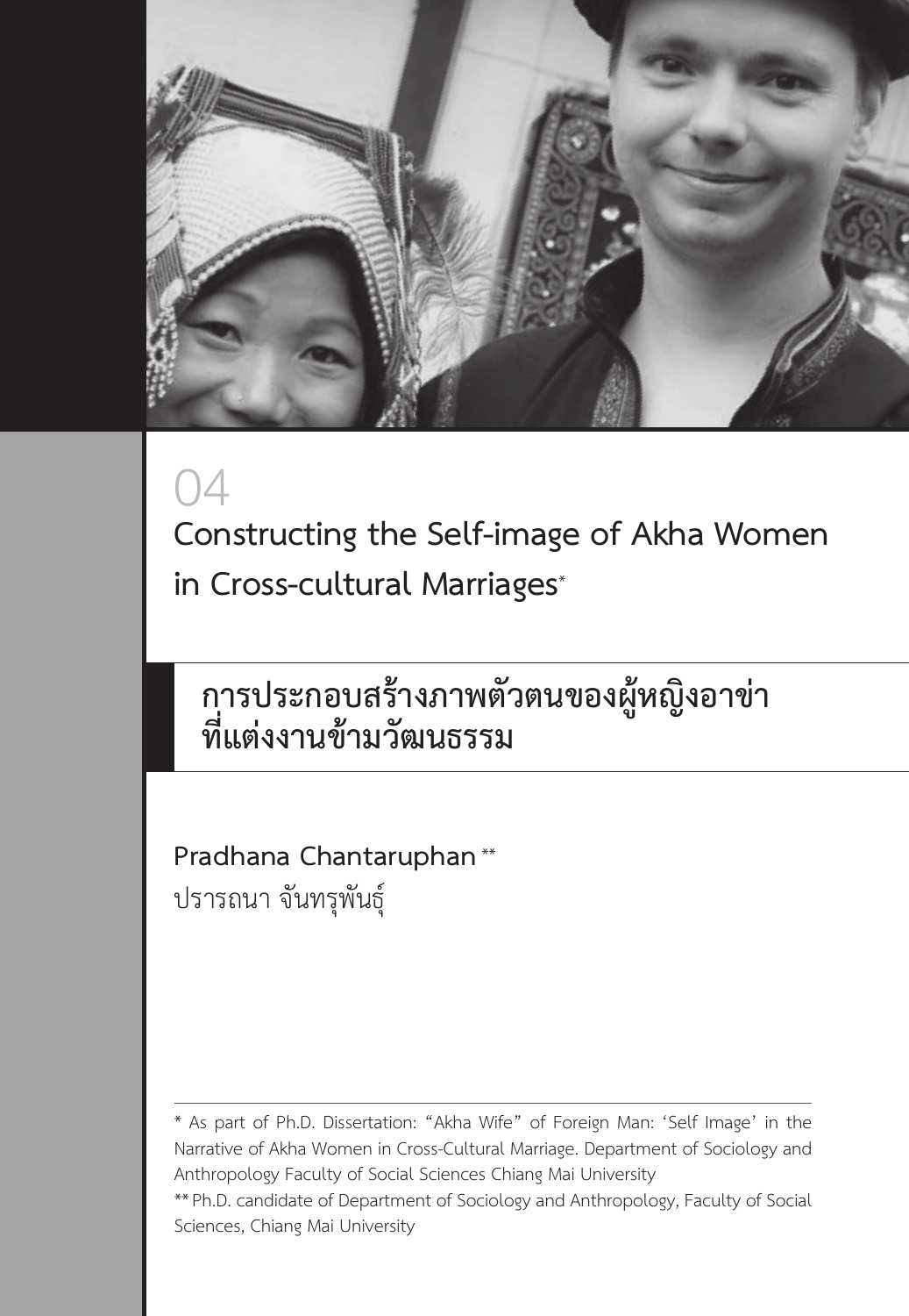04

# Constructing the Self-image of Akha Women in Cross-cultural Marriages*

# การประกอบสร้างภาพตัวตนของผู้หญิงอาข่าที่แต่งงานข้ามวัฒนธรรม

**Pradhana Chantaruphan** **

ปรารถนา จันทรุพันธุ์

---

* As part of Ph.D. Dissertation: "Akha Wife" of Foreign Man: 'Self Image' in the Narrative of Akha Women in Cross-Cultural Marriage. Department of Sociology and Anthropology Faculty of Social Sciences Chiang Mai University

** Ph.D. candidate of Department of Sociology and Anthropology, Faculty of Social Sciences, Chiang Mai University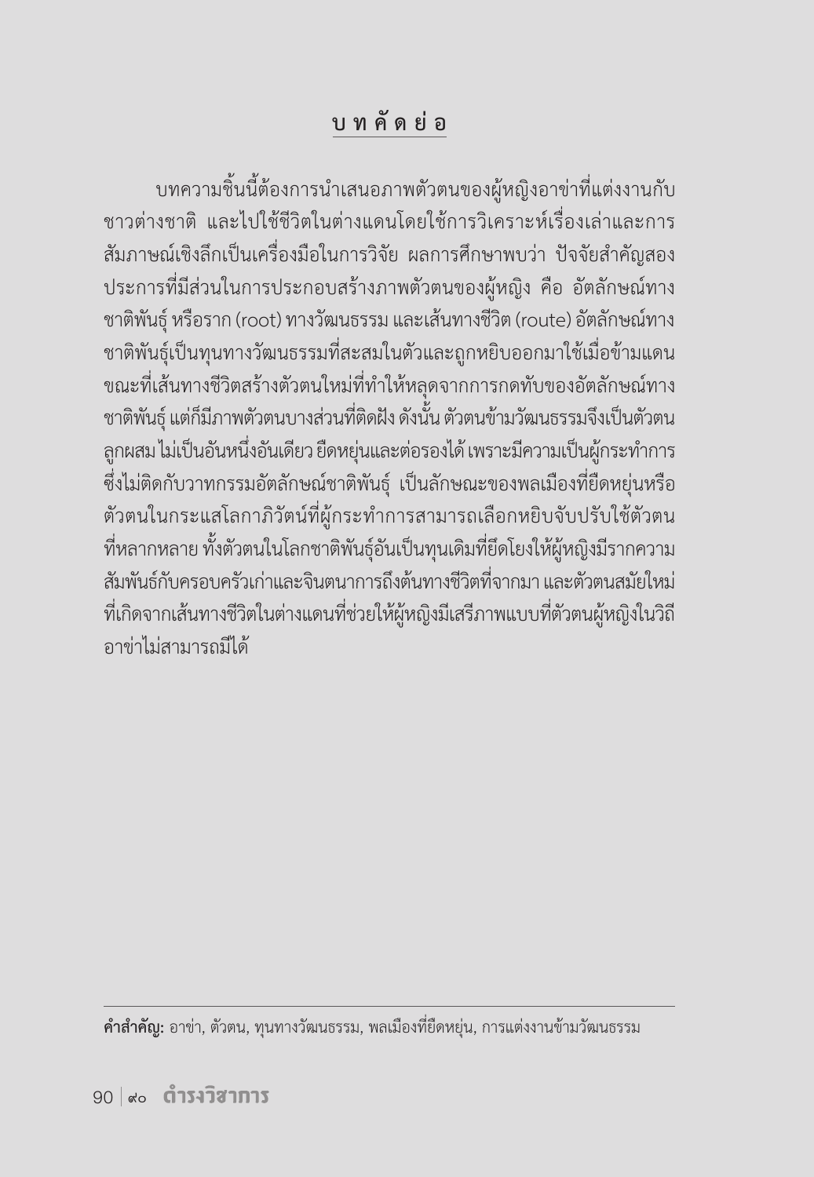## บทคัดย่อ

บทความชิ้นนี้ต้องการนำเสนอภาพตัวตนของผู้หญิงอาข่าที่แต่งงานกับชาวต่างชาติ และไปใช้ชีวิตในต่างแดนโดยใช้การวิเคราะห์เรื่องเล่าและการสัมภาษณ์เชิงลึกเป็นเครื่องมือในการวิจัย ผลการศึกษาพบว่า ปัจจัยสำคัญสองประการที่มีส่วนในการประกอบสร้างภาพตัวตนของผู้หญิง คือ อัตลักษณ์ทางชาติพันธุ์ หรือราก (root) ทางวัฒนธรรม และเส้นทางชีวิต (route) อัตลักษณ์ทางชาติพันธุ์เป็นทุนทางวัฒนธรรมที่สะสมในตัวและถูกหยิบออกมาใช้เมื่อข้ามแดน ขณะที่เส้นทางชีวิตสร้างตัวตนใหม่ที่ทำให้หลุดจากการกดทับของอัตลักษณ์ทางชาติพันธุ์ แต่ก็มีภาพตัวตนบางส่วนที่ติดฝัง ดังนั้น ตัวตนข้ามวัฒนธรรมจึงเป็นตัวตนลูกผสม ไม่เป็นอันหนึ่งอันเดียว ยืดหยุ่นและต่อรองได้ เพราะมีความเป็นผู้กระทำการซึ่งไม่ติดกับวาทกรรมอัตลักษณ์ชาติพันธุ์ เป็นลักษณะของพลเมืองที่ยืดหยุ่นหรือตัวตนในกระแสโลกาภิวัตน์ที่ผู้กระทำการสามารถเลือกหยิบจับปรับใช้ตัวตนที่หลากหลาย ทั้งตัวตนในโลกชาติพันธุ์อันเป็นทุนเดิมที่ยึดโยงให้ผู้หญิงมีรากความสัมพันธ์กับครอบครัวเก่าและจินตนาการถึงต้นทางชีวิตที่จากมา และตัวตนสมัยใหม่ที่เกิดจากเส้นทางชีวิตในต่างแดนที่ช่วยให้ผู้หญิงมีเสรีภาพแบบที่ตัวตนผู้หญิงในวิถีอาข่าไม่สามารถมีได้

---

**คำสำคัญ:** อาข่า, ตัวตน, ทุนทางวัฒนธรรม, พลเมืองที่ยืดหยุ่น, การแต่งงานข้ามวัฒนธรรม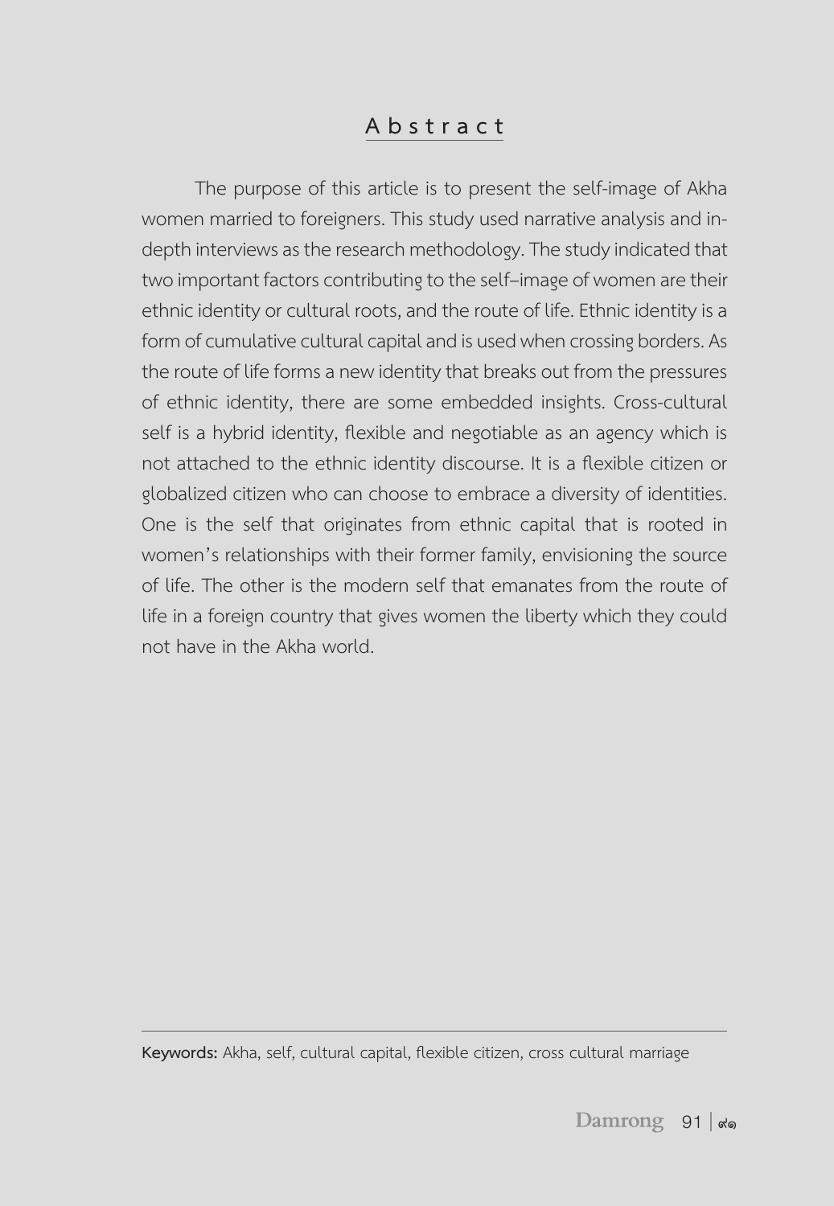## Abstract

The purpose of this article is to present the self-image of Akha women married to foreigners. This study used narrative analysis and in-depth interviews as the research methodology. The study indicated that two important factors contributing to the self–image of women are their ethnic identity or cultural roots, and the route of life. Ethnic identity is a form of cumulative cultural capital and is used when crossing borders. As the route of life forms a new identity that breaks out from the pressures of ethnic identity, there are some embedded insights. Cross-cultural self is a hybrid identity, flexible and negotiable as an agency which is not attached to the ethnic identity discourse. It is a flexible citizen or globalized citizen who can choose to embrace a diversity of identities. One is the self that originates from ethnic capital that is rooted in women's relationships with their former family, envisioning the source of life. The other is the modern self that emanates from the route of life in a foreign country that gives women the liberty which they could not have in the Akha world.

---

**Keywords:** Akha, self, cultural capital, flexible citizen, cross cultural marriage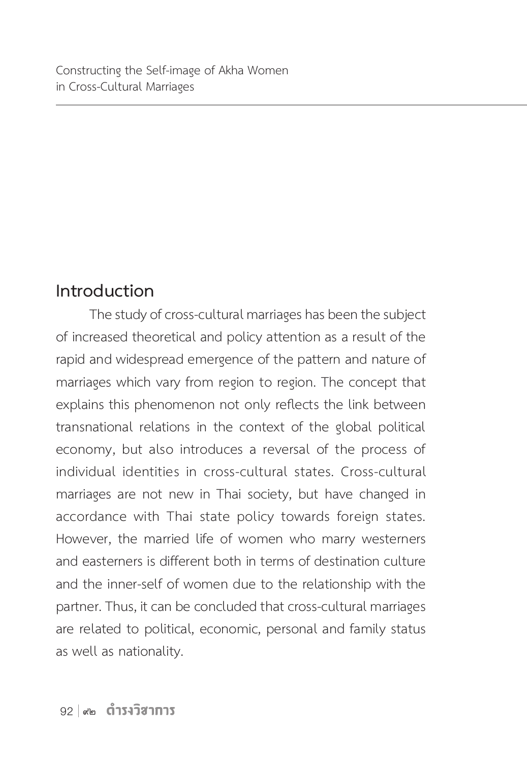## Introduction

The study of cross-cultural marriages has been the subject of increased theoretical and policy attention as a result of the rapid and widespread emergence of the pattern and nature of marriages which vary from region to region. The concept that explains this phenomenon not only reflects the link between transnational relations in the context of the global political economy, but also introduces a reversal of the process of individual identities in cross-cultural states. Cross-cultural marriages are not new in Thai society, but have changed in accordance with Thai state policy towards foreign states. However, the married life of women who marry westerners and easterners is different both in terms of destination culture and the inner-self of women due to the relationship with the partner. Thus, it can be concluded that cross-cultural marriages are related to political, economic, personal and family status as well as nationality.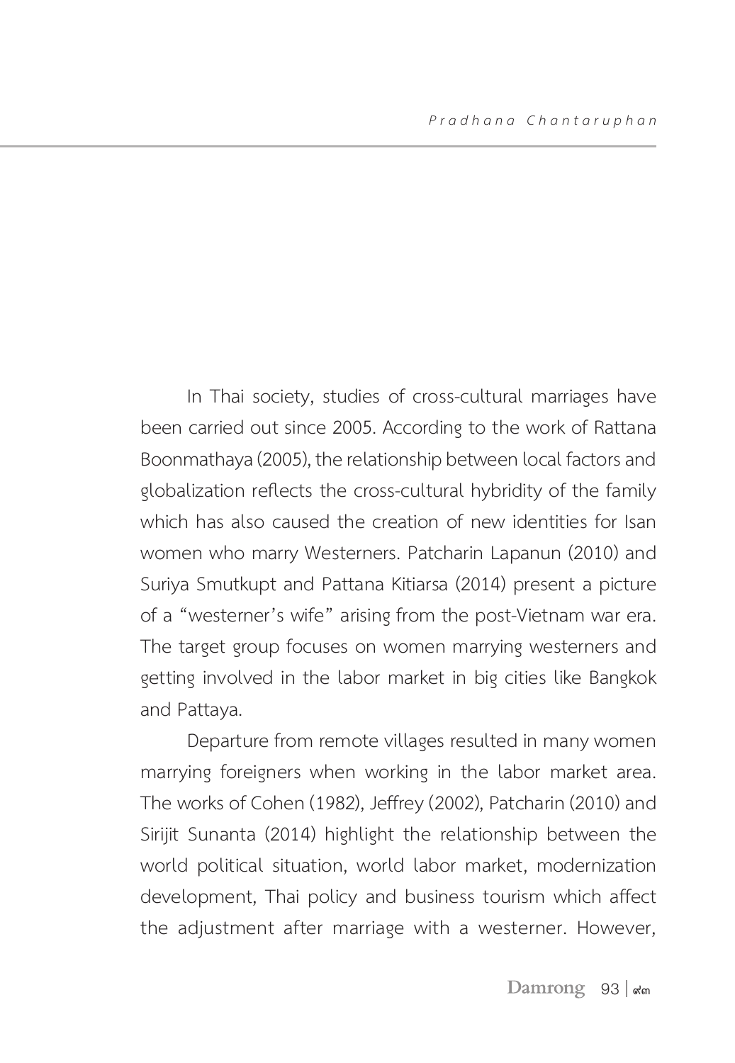In Thai society, studies of cross-cultural marriages have been carried out since 2005. According to the work of Rattana Boonmathaya (2005), the relationship between local factors and globalization reflects the cross-cultural hybridity of the family which has also caused the creation of new identities for Isan women who marry Westerners. Patcharin Lapanun (2010) and Suriya Smutkupt and Pattana Kitiarsa (2014) present a picture of a “westerner’s wife” arising from the post-Vietnam war era. The target group focuses on women marrying westerners and getting involved in the labor market in big cities like Bangkok and Pattaya.

Departure from remote villages resulted in many women marrying foreigners when working in the labor market area. The works of Cohen (1982), Jeffrey (2002), Patcharin (2010) and Sirijit Sunanta (2014) highlight the relationship between the world political situation, world labor market, modernization development, Thai policy and business tourism which affect the adjustment after marriage with a westerner. However,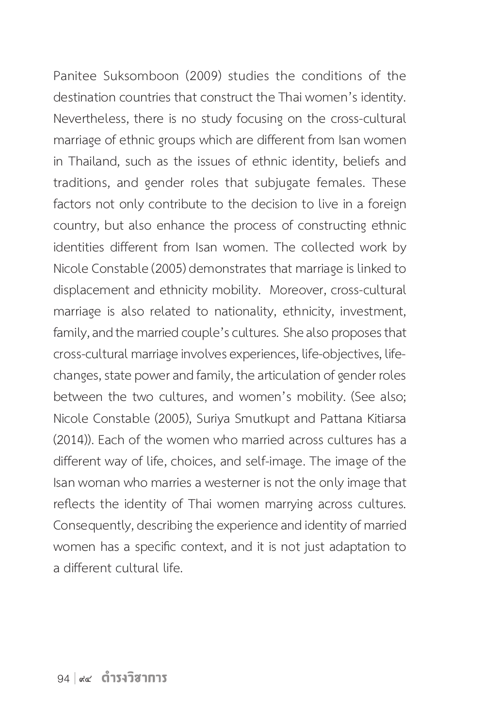Panitee Suksomboon (2009) studies the conditions of the destination countries that construct the Thai women's identity. Nevertheless, there is no study focusing on the cross-cultural marriage of ethnic groups which are different from Isan women in Thailand, such as the issues of ethnic identity, beliefs and traditions, and gender roles that subjugate females. These factors not only contribute to the decision to live in a foreign country, but also enhance the process of constructing ethnic identities different from Isan women. The collected work by Nicole Constable (2005) demonstrates that marriage is linked to displacement and ethnicity mobility. Moreover, cross-cultural marriage is also related to nationality, ethnicity, investment, family, and the married couple's cultures. She also proposes that cross-cultural marriage involves experiences, life-objectives, life-changes, state power and family, the articulation of gender roles between the two cultures, and women's mobility. (See also; Nicole Constable (2005), Suriya Smutkupt and Pattana Kitiarsa (2014)). Each of the women who married across cultures has a different way of life, choices, and self-image. The image of the Isan woman who marries a westerner is not the only image that reflects the identity of Thai women marrying across cultures. Consequently, describing the experience and identity of married women has a specific context, and it is not just adaptation to a different cultural life.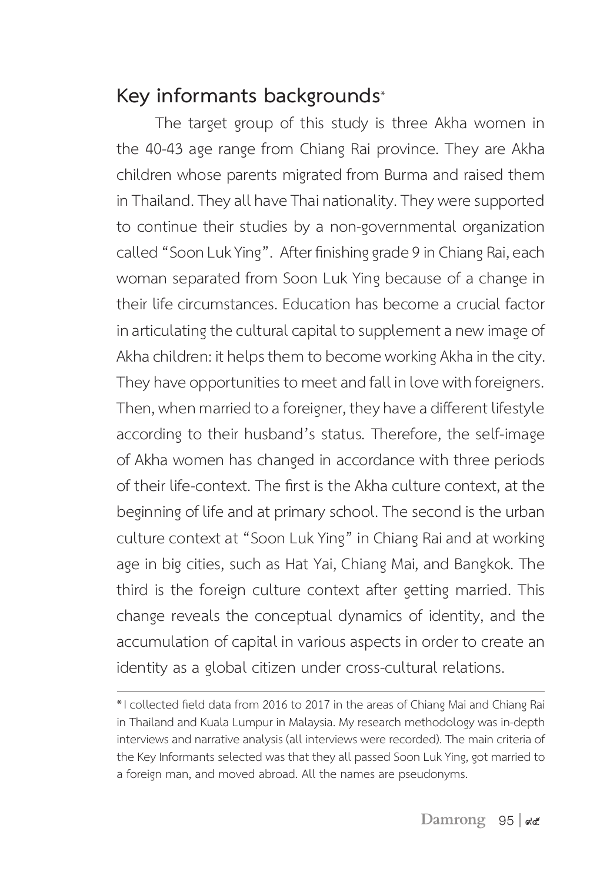## Key informants backgrounds*

The target group of this study is three Akha women in the 40-43 age range from Chiang Rai province. They are Akha children whose parents migrated from Burma and raised them in Thailand. They all have Thai nationality. They were supported to continue their studies by a non-governmental organization called "Soon Luk Ying". After finishing grade 9 in Chiang Rai, each woman separated from Soon Luk Ying because of a change in their life circumstances. Education has become a crucial factor in articulating the cultural capital to supplement a new image of Akha children: it helps them to become working Akha in the city. They have opportunities to meet and fall in love with foreigners. Then, when married to a foreigner, they have a different lifestyle according to their husband's status. Therefore, the self-image of Akha women has changed in accordance with three periods of their life-context. The first is the Akha culture context, at the beginning of life and at primary school. The second is the urban culture context at "Soon Luk Ying" in Chiang Rai and at working age in big cities, such as Hat Yai, Chiang Mai, and Bangkok. The third is the foreign culture context after getting married. This change reveals the conceptual dynamics of identity, and the accumulation of capital in various aspects in order to create an identity as a global citizen under cross-cultural relations.

---

* I collected field data from 2016 to 2017 in the areas of Chiang Mai and Chiang Rai in Thailand and Kuala Lumpur in Malaysia. My research methodology was in-depth interviews and narrative analysis (all interviews were recorded). The main criteria of the Key Informants selected was that they all passed Soon Luk Ying, got married to a foreign man, and moved abroad. All the names are pseudonyms.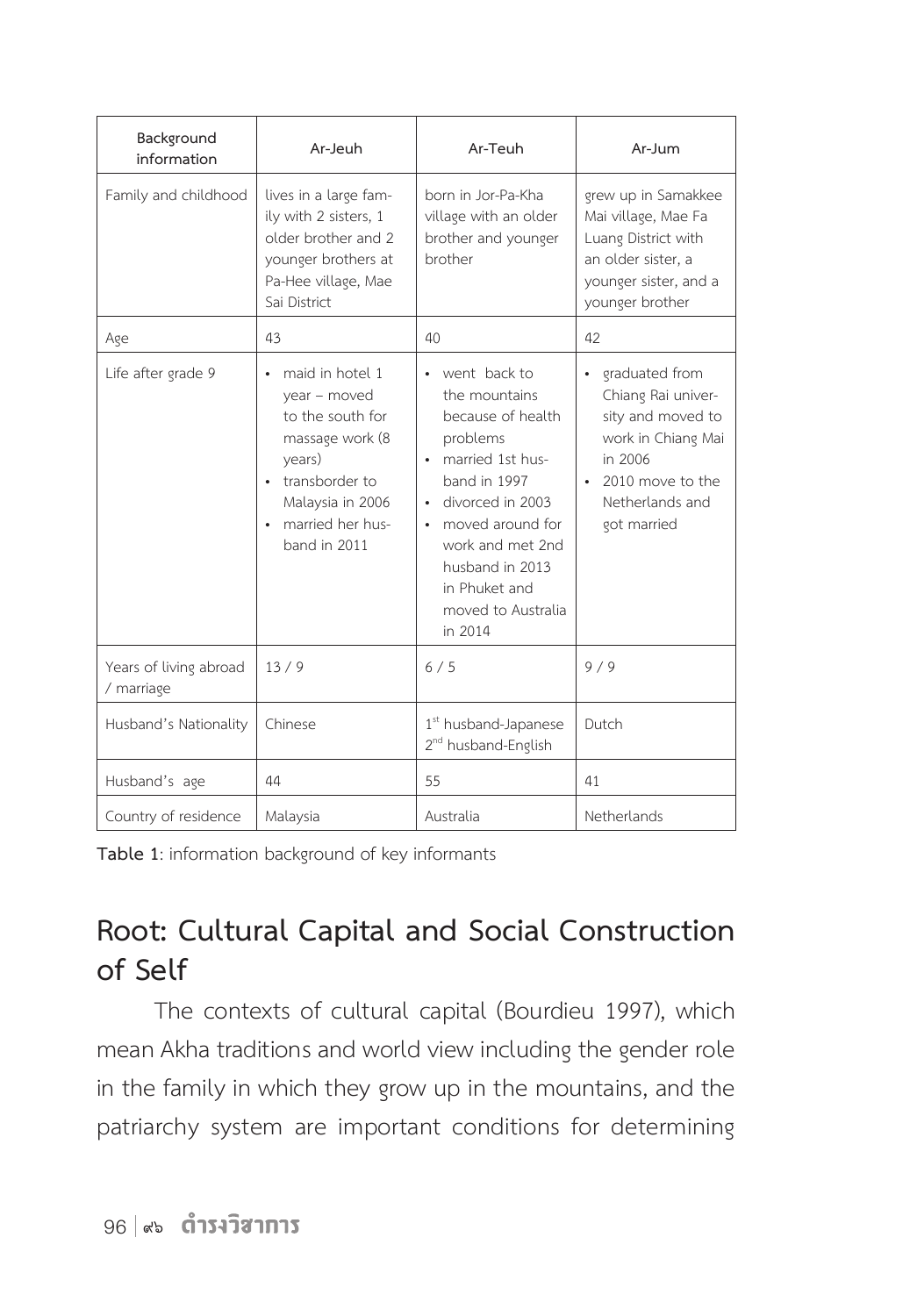| Background information | Ar-Jeuh | Ar-Teuh | Ar-Jum |
|---|---|---|---|
| Family and childhood | lives in a large family with 2 sisters, 1 older brother and 2 younger brothers at Pa-Hee village, Mae Sai District | born in Jor-Pa-Kha village with an older brother and younger brother | grew up in Samakkee Mai village, Mae Fa Luang District with an older sister, a younger sister, and a younger brother |
| Age | 43 | 40 | 42 |
| Life after grade 9 | • maid in hotel 1 year – moved to the south for massage work (8 years)<br>• transborder to Malaysia in 2006<br>• married her husband in 2011 | • went back to the mountains because of health problems<br>• married 1st husband in 1997<br>• divorced in 2003<br>• moved around for work and met 2nd husband in 2013 in Phuket and moved to Australia in 2014 | • graduated from Chiang Rai university and moved to work in Chiang Mai in 2006<br>• 2010 move to the Netherlands and got married |
| Years of living abroad / marriage | 13 / 9 | 6 / 5 | 9 / 9 |
| Husband's Nationality | Chinese | 1st husband-Japanese<br>2nd husband-English | Dutch |
| Husband's age | 44 | 55 | 41 |
| Country of residence | Malaysia | Australia | Netherlands |

**Table 1**: information background of key informants

## Root: Cultural Capital and Social Construction of Self

The contexts of cultural capital (Bourdieu 1997), which mean Akha traditions and world view including the gender role in the family in which they grow up in the mountains, and the patriarchy system are important conditions for determining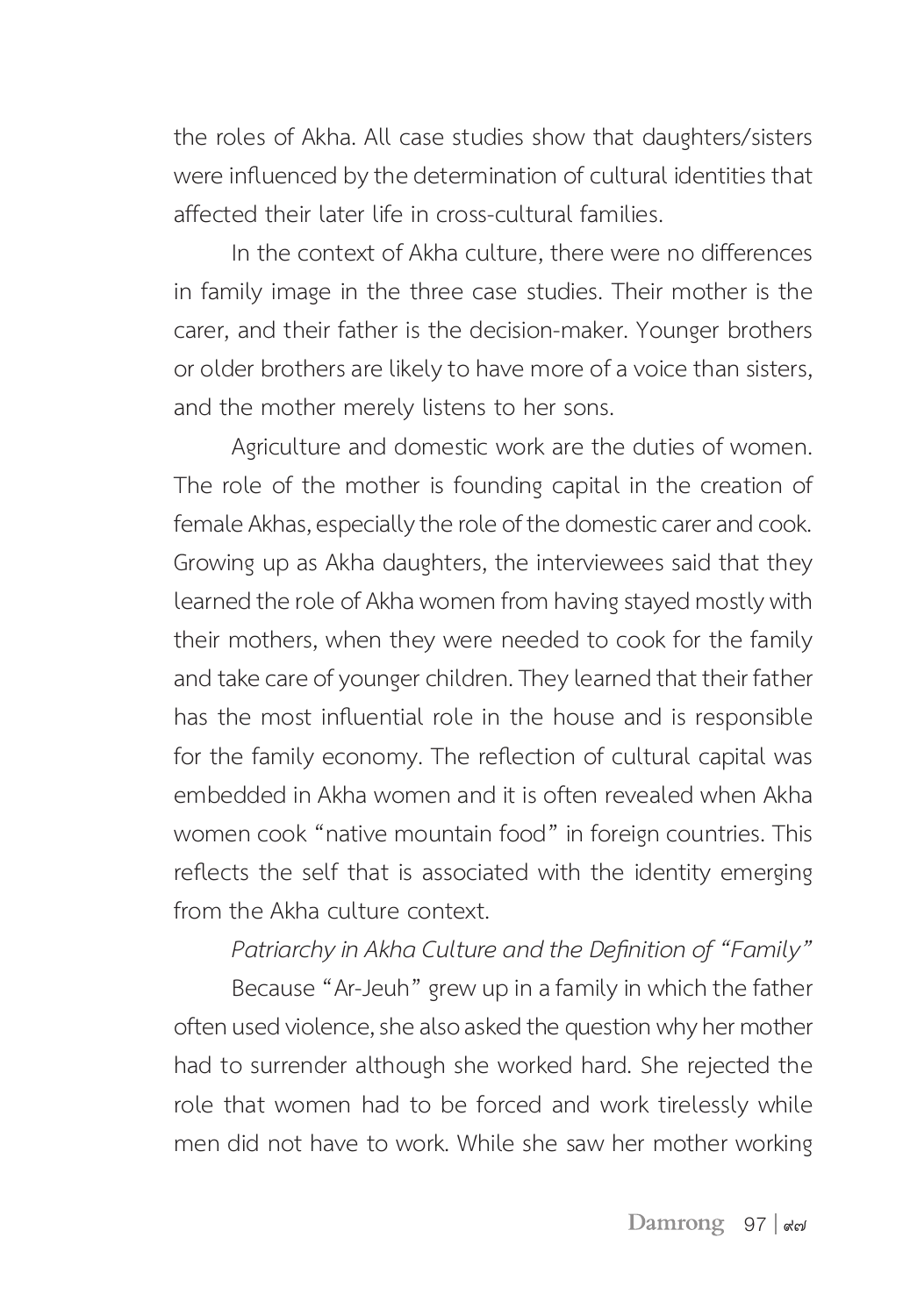the roles of Akha. All case studies show that daughters/sisters were influenced by the determination of cultural identities that affected their later life in cross-cultural families.

In the context of Akha culture, there were no differences in family image in the three case studies. Their mother is the carer, and their father is the decision-maker. Younger brothers or older brothers are likely to have more of a voice than sisters, and the mother merely listens to her sons.

Agriculture and domestic work are the duties of women. The role of the mother is founding capital in the creation of female Akhas, especially the role of the domestic carer and cook. Growing up as Akha daughters, the interviewees said that they learned the role of Akha women from having stayed mostly with their mothers, when they were needed to cook for the family and take care of younger children. They learned that their father has the most influential role in the house and is responsible for the family economy. The reflection of cultural capital was embedded in Akha women and it is often revealed when Akha women cook "native mountain food" in foreign countries. This reflects the self that is associated with the identity emerging from the Akha culture context.

*Patriarchy in Akha Culture and the Definition of "Family"*

Because "Ar-Jeuh" grew up in a family in which the father often used violence, she also asked the question why her mother had to surrender although she worked hard. She rejected the role that women had to be forced and work tirelessly while men did not have to work. While she saw her mother working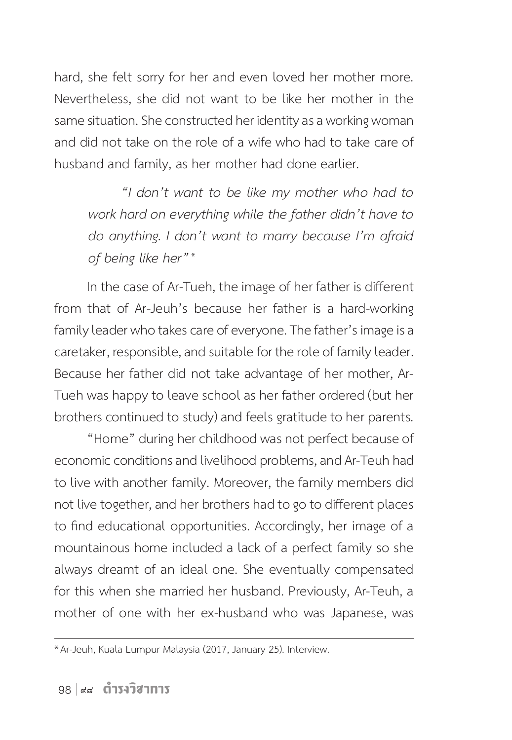hard, she felt sorry for her and even loved her mother more. Nevertheless, she did not want to be like her mother in the same situation. She constructed her identity as a working woman and did not take on the role of a wife who had to take care of husband and family, as her mother had done earlier.

> *"I don't want to be like my mother who had to work hard on everything while the father didn't have to do anything. I don't want to marry because I'm afraid of being like her"* *

In the case of Ar-Tueh, the image of her father is different from that of Ar-Jeuh's because her father is a hard-working family leader who takes care of everyone. The father's image is a caretaker, responsible, and suitable for the role of family leader. Because her father did not take advantage of her mother, Ar-Tueh was happy to leave school as her father ordered (but her brothers continued to study) and feels gratitude to her parents.

"Home" during her childhood was not perfect because of economic conditions and livelihood problems, and Ar-Teuh had to live with another family. Moreover, the family members did not live together, and her brothers had to go to different places to find educational opportunities. Accordingly, her image of a mountainous home included a lack of a perfect family so she always dreamt of an ideal one. She eventually compensated for this when she married her husband. Previously, Ar-Teuh, a mother of one with her ex-husband who was Japanese, was

---

* Ar-Jeuh, Kuala Lumpur Malaysia (2017, January 25). Interview.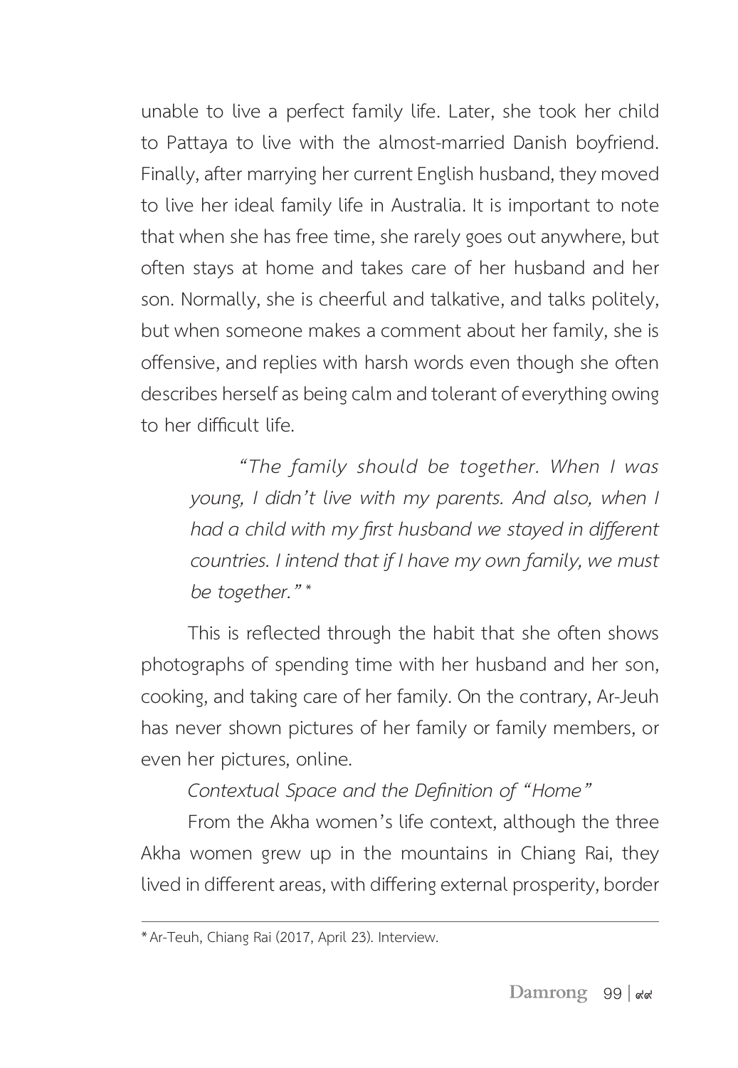unable to live a perfect family life. Later, she took her child to Pattaya to live with the almost-married Danish boyfriend. Finally, after marrying her current English husband, they moved to live her ideal family life in Australia. It is important to note that when she has free time, she rarely goes out anywhere, but often stays at home and takes care of her husband and her son. Normally, she is cheerful and talkative, and talks politely, but when someone makes a comment about her family, she is offensive, and replies with harsh words even though she often describes herself as being calm and tolerant of everything owing to her difficult life.

> *"The family should be together. When I was young, I didn't live with my parents. And also, when I had a child with my first husband we stayed in different countries. I intend that if I have my own family, we must be together."* *

This is reflected through the habit that she often shows photographs of spending time with her husband and her son, cooking, and taking care of her family. On the contrary, Ar-Jeuh has never shown pictures of her family or family members, or even her pictures, online.

*Contextual Space and the Definition of "Home"*

From the Akha women's life context, although the three Akha women grew up in the mountains in Chiang Rai, they lived in different areas, with differing external prosperity, border

---

* Ar-Teuh, Chiang Rai (2017, April 23). Interview.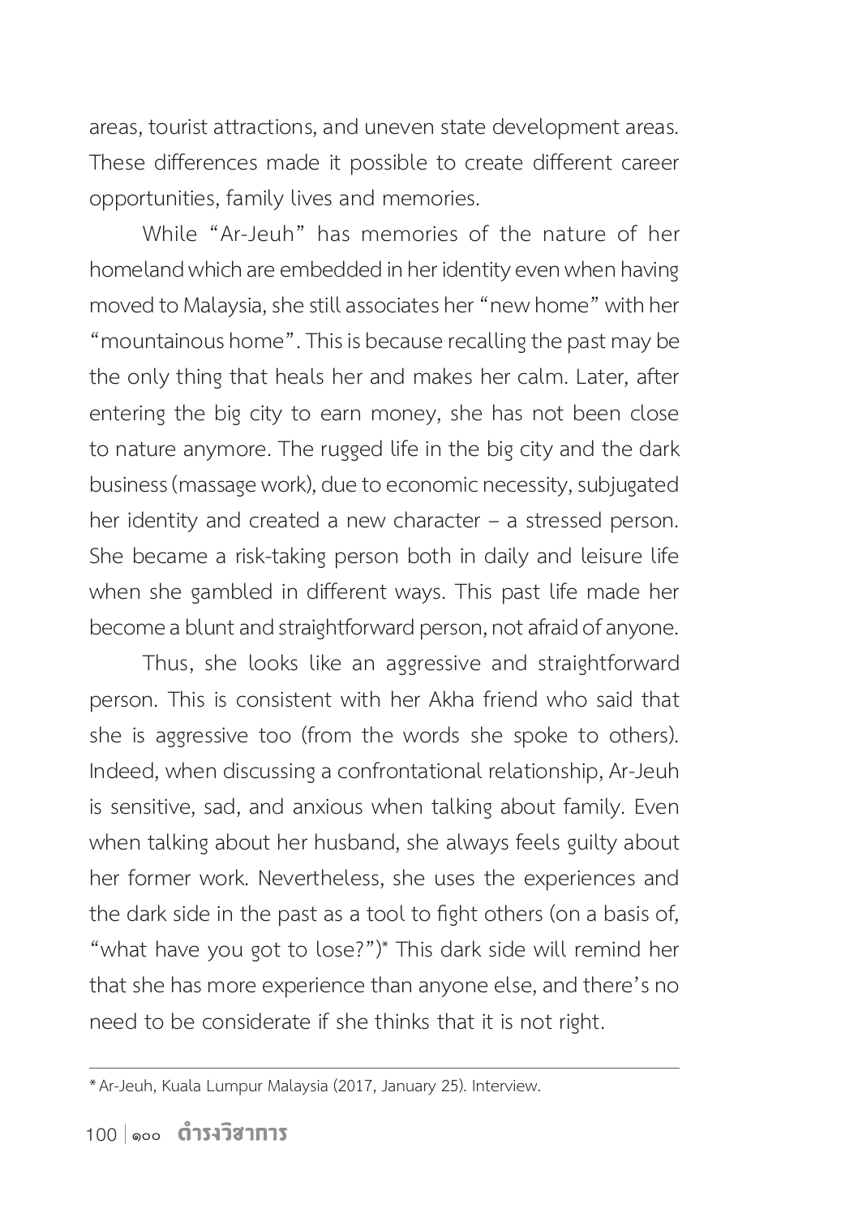areas, tourist attractions, and uneven state development areas. These differences made it possible to create different career opportunities, family lives and memories.

While "Ar-Jeuh" has memories of the nature of her homeland which are embedded in her identity even when having moved to Malaysia, she still associates her "new home" with her "mountainous home". This is because recalling the past may be the only thing that heals her and makes her calm. Later, after entering the big city to earn money, she has not been close to nature anymore. The rugged life in the big city and the dark business (massage work), due to economic necessity, subjugated her identity and created a new character – a stressed person. She became a risk-taking person both in daily and leisure life when she gambled in different ways. This past life made her become a blunt and straightforward person, not afraid of anyone.

Thus, she looks like an aggressive and straightforward person. This is consistent with her Akha friend who said that she is aggressive too (from the words she spoke to others). Indeed, when discussing a confrontational relationship, Ar-Jeuh is sensitive, sad, and anxious when talking about family. Even when talking about her husband, she always feels guilty about her former work. Nevertheless, she uses the experiences and the dark side in the past as a tool to fight others (on a basis of, "what have you got to lose?")* This dark side will remind her that she has more experience than anyone else, and there's no need to be considerate if she thinks that it is not right.

---

* Ar-Jeuh, Kuala Lumpur Malaysia (2017, January 25). Interview.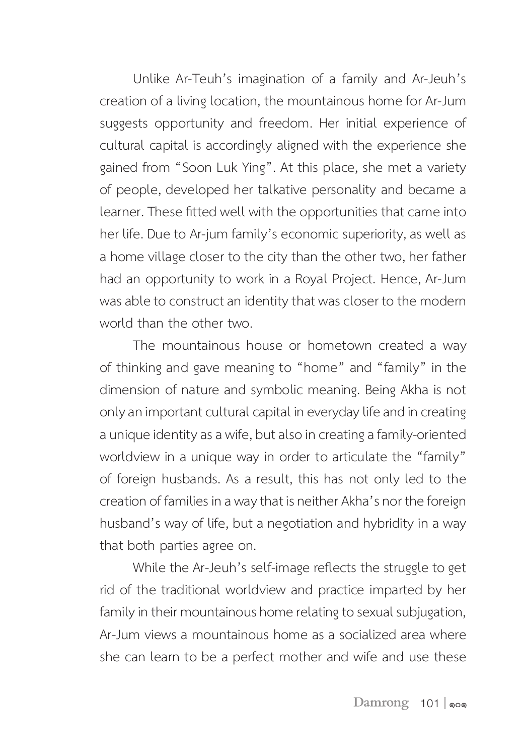Unlike Ar-Teuh's imagination of a family and Ar-Jeuh's creation of a living location, the mountainous home for Ar-Jum suggests opportunity and freedom. Her initial experience of cultural capital is accordingly aligned with the experience she gained from "Soon Luk Ying". At this place, she met a variety of people, developed her talkative personality and became a learner. These fitted well with the opportunities that came into her life. Due to Ar-jum family's economic superiority, as well as a home village closer to the city than the other two, her father had an opportunity to work in a Royal Project. Hence, Ar-Jum was able to construct an identity that was closer to the modern world than the other two.

The mountainous house or hometown created a way of thinking and gave meaning to "home" and "family" in the dimension of nature and symbolic meaning. Being Akha is not only an important cultural capital in everyday life and in creating a unique identity as a wife, but also in creating a family-oriented worldview in a unique way in order to articulate the "family" of foreign husbands. As a result, this has not only led to the creation of families in a way that is neither Akha's nor the foreign husband's way of life, but a negotiation and hybridity in a way that both parties agree on.

While the Ar-Jeuh's self-image reflects the struggle to get rid of the traditional worldview and practice imparted by her family in their mountainous home relating to sexual subjugation, Ar-Jum views a mountainous home as a socialized area where she can learn to be a perfect mother and wife and use these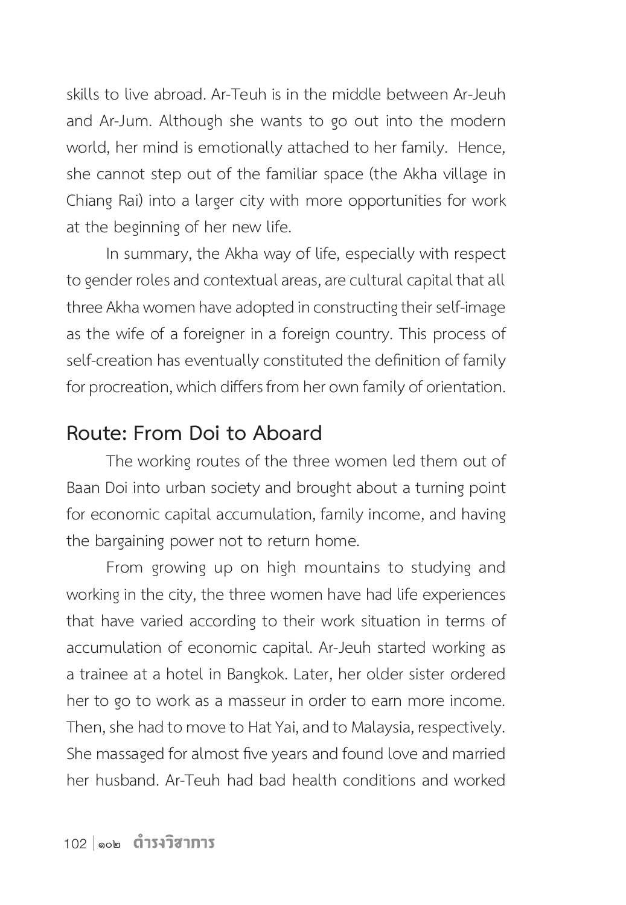skills to live abroad. Ar-Teuh is in the middle between Ar-Jeuh and Ar-Jum. Although she wants to go out into the modern world, her mind is emotionally attached to her family. Hence, she cannot step out of the familiar space (the Akha village in Chiang Rai) into a larger city with more opportunities for work at the beginning of her new life.

In summary, the Akha way of life, especially with respect to gender roles and contextual areas, are cultural capital that all three Akha women have adopted in constructing their self-image as the wife of a foreigner in a foreign country. This process of self-creation has eventually constituted the definition of family for procreation, which differs from her own family of orientation.

## Route: From Doi to Aboard

The working routes of the three women led them out of Baan Doi into urban society and brought about a turning point for economic capital accumulation, family income, and having the bargaining power not to return home.

From growing up on high mountains to studying and working in the city, the three women have had life experiences that have varied according to their work situation in terms of accumulation of economic capital. Ar-Jeuh started working as a trainee at a hotel in Bangkok. Later, her older sister ordered her to go to work as a masseur in order to earn more income. Then, she had to move to Hat Yai, and to Malaysia, respectively. She massaged for almost five years and found love and married her husband. Ar-Teuh had bad health conditions and worked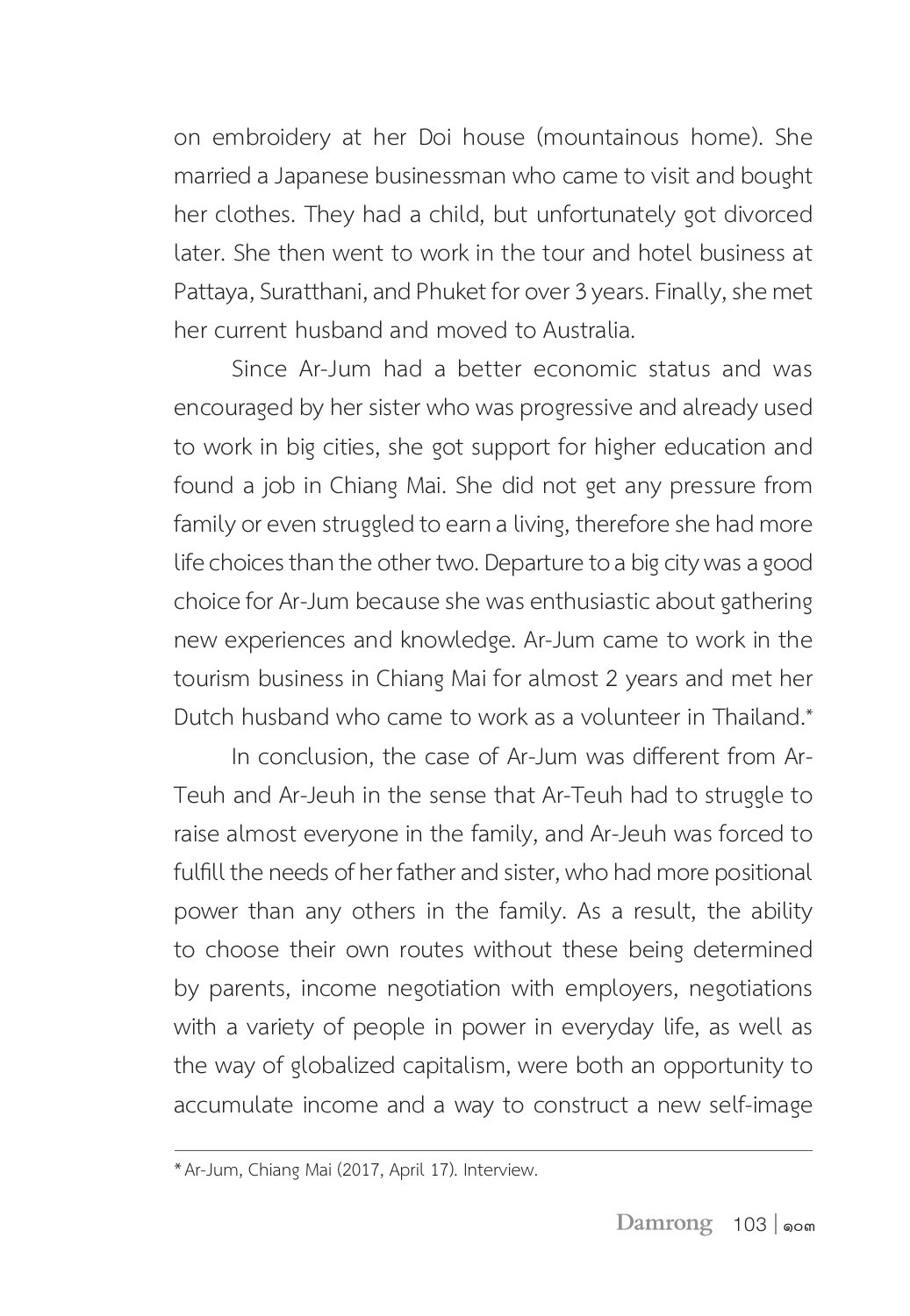on embroidery at her Doi house (mountainous home). She married a Japanese businessman who came to visit and bought her clothes. They had a child, but unfortunately got divorced later. She then went to work in the tour and hotel business at Pattaya, Suratthani, and Phuket for over 3 years. Finally, she met her current husband and moved to Australia.

Since Ar-Jum had a better economic status and was encouraged by her sister who was progressive and already used to work in big cities, she got support for higher education and found a job in Chiang Mai. She did not get any pressure from family or even struggled to earn a living, therefore she had more life choices than the other two. Departure to a big city was a good choice for Ar-Jum because she was enthusiastic about gathering new experiences and knowledge. Ar-Jum came to work in the tourism business in Chiang Mai for almost 2 years and met her Dutch husband who came to work as a volunteer in Thailand.*

In conclusion, the case of Ar-Jum was different from Ar-Teuh and Ar-Jeuh in the sense that Ar-Teuh had to struggle to raise almost everyone in the family, and Ar-Jeuh was forced to fulfill the needs of her father and sister, who had more positional power than any others in the family. As a result, the ability to choose their own routes without these being determined by parents, income negotiation with employers, negotiations with a variety of people in power in everyday life, as well as the way of globalized capitalism, were both an opportunity to accumulate income and a way to construct a new self-image

---

* Ar-Jum, Chiang Mai (2017, April 17). Interview.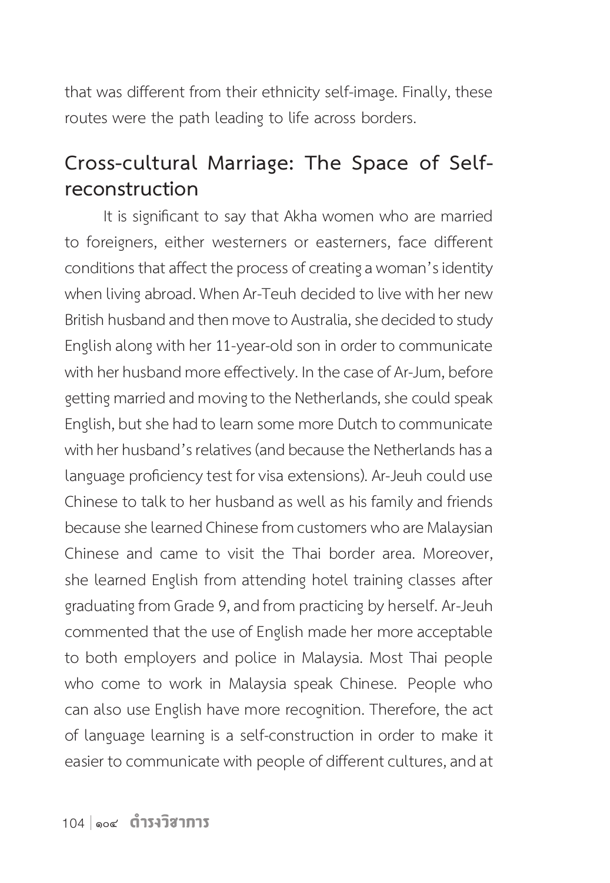that was different from their ethnicity self-image. Finally, these routes were the path leading to life across borders.

## Cross-cultural Marriage: The Space of Self-reconstruction

It is significant to say that Akha women who are married to foreigners, either westerners or easterners, face different conditions that affect the process of creating a woman's identity when living abroad. When Ar-Teuh decided to live with her new British husband and then move to Australia, she decided to study English along with her 11-year-old son in order to communicate with her husband more effectively. In the case of Ar-Jum, before getting married and moving to the Netherlands, she could speak English, but she had to learn some more Dutch to communicate with her husband's relatives (and because the Netherlands has a language proficiency test for visa extensions). Ar-Jeuh could use Chinese to talk to her husband as well as his family and friends because she learned Chinese from customers who are Malaysian Chinese and came to visit the Thai border area. Moreover, she learned English from attending hotel training classes after graduating from Grade 9, and from practicing by herself. Ar-Jeuh commented that the use of English made her more acceptable to both employers and police in Malaysia. Most Thai people who come to work in Malaysia speak Chinese. People who can also use English have more recognition. Therefore, the act of language learning is a self-construction in order to make it easier to communicate with people of different cultures, and at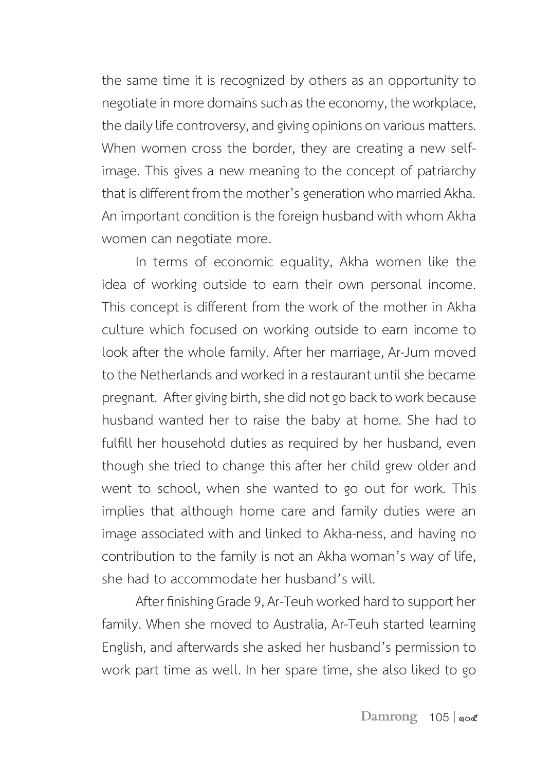the same time it is recognized by others as an opportunity to negotiate in more domains such as the economy, the workplace, the daily life controversy, and giving opinions on various matters. When women cross the border, they are creating a new self-image. This gives a new meaning to the concept of patriarchy that is different from the mother's generation who married Akha. An important condition is the foreign husband with whom Akha women can negotiate more.

In terms of economic equality, Akha women like the idea of working outside to earn their own personal income. This concept is different from the work of the mother in Akha culture which focused on working outside to earn income to look after the whole family. After her marriage, Ar-Jum moved to the Netherlands and worked in a restaurant until she became pregnant. After giving birth, she did not go back to work because husband wanted her to raise the baby at home. She had to fulfill her household duties as required by her husband, even though she tried to change this after her child grew older and went to school, when she wanted to go out for work. This implies that although home care and family duties were an image associated with and linked to Akha-ness, and having no contribution to the family is not an Akha woman's way of life, she had to accommodate her husband's will.

After finishing Grade 9, Ar-Teuh worked hard to support her family. When she moved to Australia, Ar-Teuh started learning English, and afterwards she asked her husband's permission to work part time as well. In her spare time, she also liked to go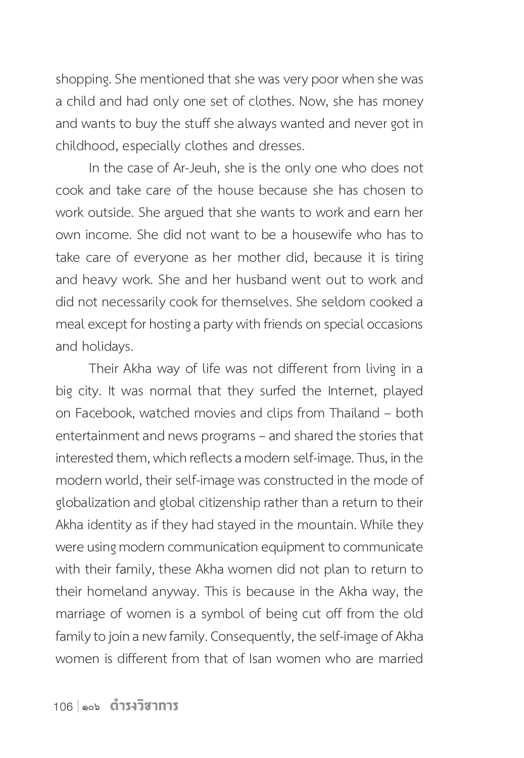shopping. She mentioned that she was very poor when she was a child and had only one set of clothes. Now, she has money and wants to buy the stuff she always wanted and never got in childhood, especially clothes and dresses.

In the case of Ar-Jeuh, she is the only one who does not cook and take care of the house because she has chosen to work outside. She argued that she wants to work and earn her own income. She did not want to be a housewife who has to take care of everyone as her mother did, because it is tiring and heavy work. She and her husband went out to work and did not necessarily cook for themselves. She seldom cooked a meal except for hosting a party with friends on special occasions and holidays.

Their Akha way of life was not different from living in a big city. It was normal that they surfed the Internet, played on Facebook, watched movies and clips from Thailand – both entertainment and news programs – and shared the stories that interested them, which reflects a modern self-image. Thus, in the modern world, their self-image was constructed in the mode of globalization and global citizenship rather than a return to their Akha identity as if they had stayed in the mountain. While they were using modern communication equipment to communicate with their family, these Akha women did not plan to return to their homeland anyway. This is because in the Akha way, the marriage of women is a symbol of being cut off from the old family to join a new family. Consequently, the self-image of Akha women is different from that of Isan women who are married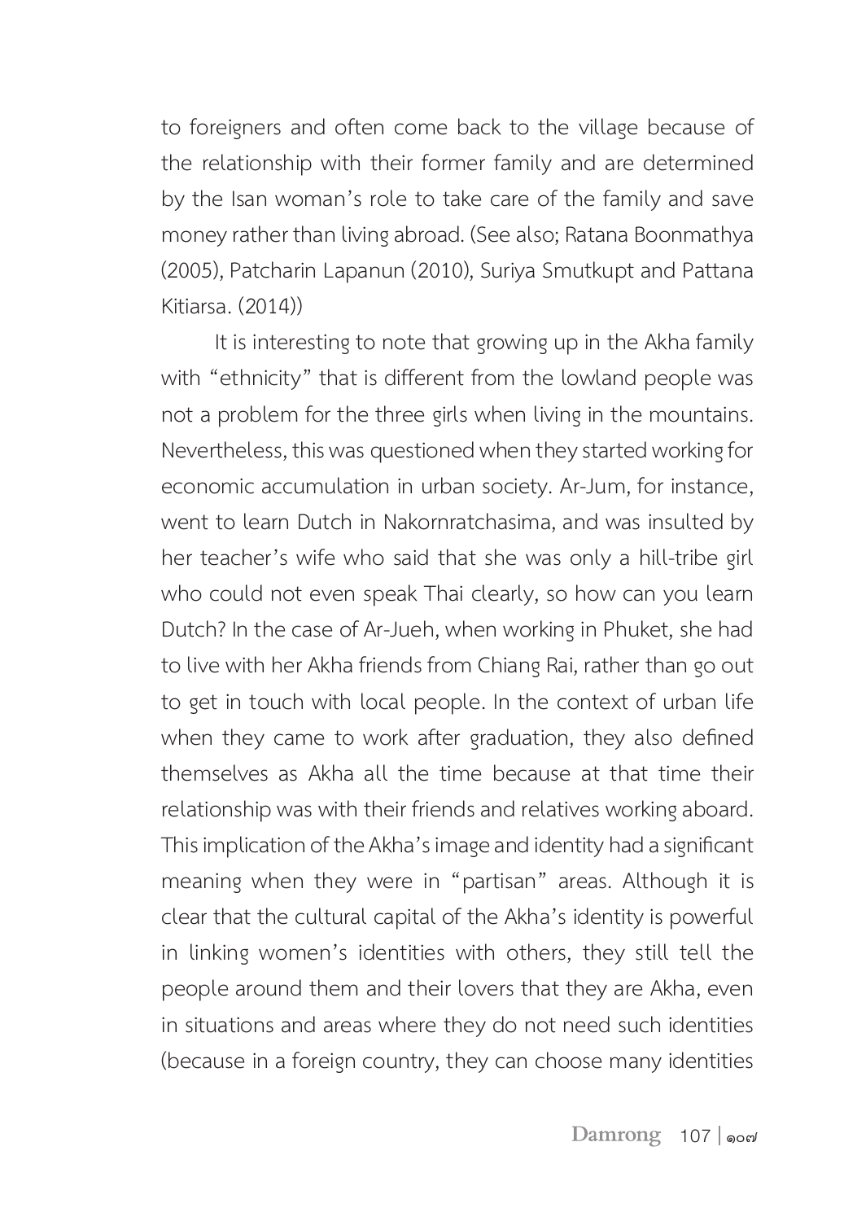to foreigners and often come back to the village because of the relationship with their former family and are determined by the Isan woman's role to take care of the family and save money rather than living abroad. (See also; Ratana Boonmathya (2005), Patcharin Lapanun (2010), Suriya Smutkupt and Pattana Kitiarsa. (2014))

It is interesting to note that growing up in the Akha family with "ethnicity" that is different from the lowland people was not a problem for the three girls when living in the mountains. Nevertheless, this was questioned when they started working for economic accumulation in urban society. Ar-Jum, for instance, went to learn Dutch in Nakornratchasima, and was insulted by her teacher's wife who said that she was only a hill-tribe girl who could not even speak Thai clearly, so how can you learn Dutch? In the case of Ar-Jueh, when working in Phuket, she had to live with her Akha friends from Chiang Rai, rather than go out to get in touch with local people. In the context of urban life when they came to work after graduation, they also defined themselves as Akha all the time because at that time their relationship was with their friends and relatives working aboard. This implication of the Akha's image and identity had a significant meaning when they were in "partisan" areas. Although it is clear that the cultural capital of the Akha's identity is powerful in linking women's identities with others, they still tell the people around them and their lovers that they are Akha, even in situations and areas where they do not need such identities (because in a foreign country, they can choose many identities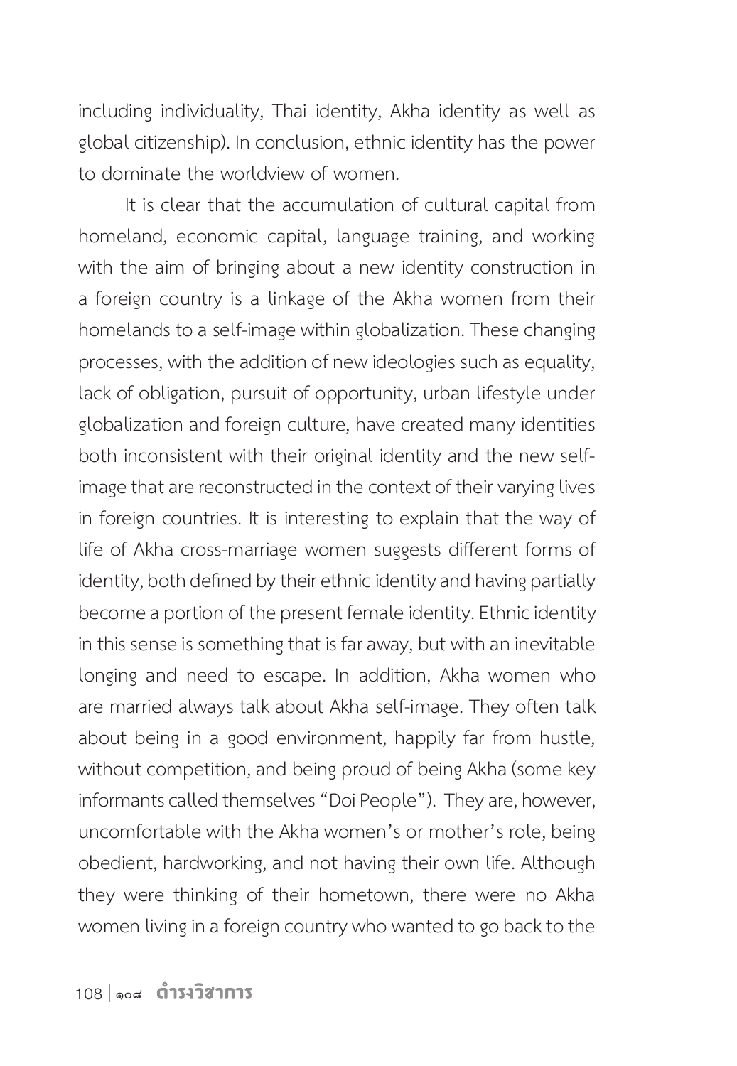including individuality, Thai identity, Akha identity as well as global citizenship). In conclusion, ethnic identity has the power to dominate the worldview of women.

It is clear that the accumulation of cultural capital from homeland, economic capital, language training, and working with the aim of bringing about a new identity construction in a foreign country is a linkage of the Akha women from their homelands to a self-image within globalization. These changing processes, with the addition of new ideologies such as equality, lack of obligation, pursuit of opportunity, urban lifestyle under globalization and foreign culture, have created many identities both inconsistent with their original identity and the new self-image that are reconstructed in the context of their varying lives in foreign countries. It is interesting to explain that the way of life of Akha cross-marriage women suggests different forms of identity, both defined by their ethnic identity and having partially become a portion of the present female identity. Ethnic identity in this sense is something that is far away, but with an inevitable longing and need to escape. In addition, Akha women who are married always talk about Akha self-image. They often talk about being in a good environment, happily far from hustle, without competition, and being proud of being Akha (some key informants called themselves "Doi People"). They are, however, uncomfortable with the Akha women's or mother's role, being obedient, hardworking, and not having their own life. Although they were thinking of their hometown, there were no Akha women living in a foreign country who wanted to go back to the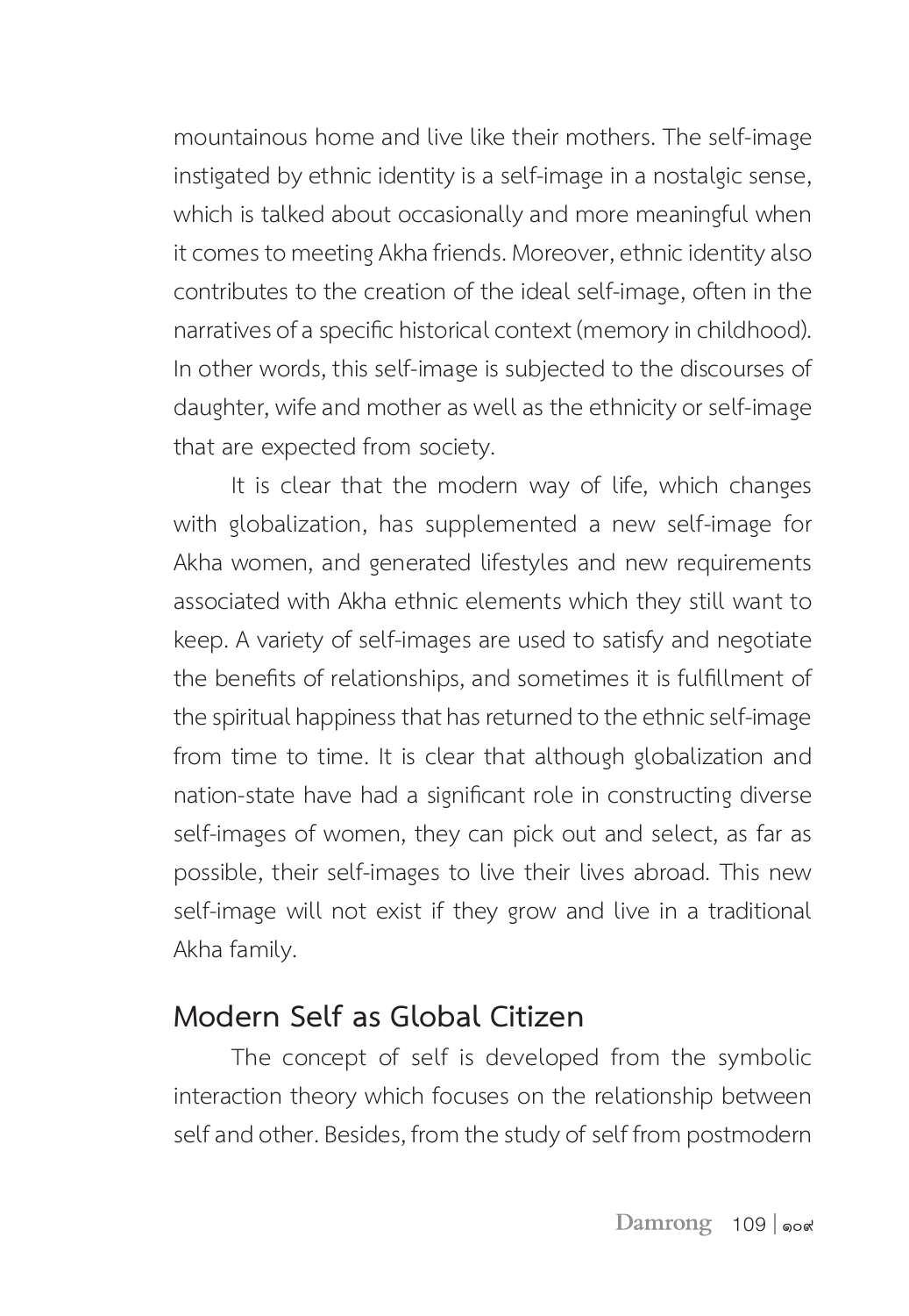mountainous home and live like their mothers. The self-image instigated by ethnic identity is a self-image in a nostalgic sense, which is talked about occasionally and more meaningful when it comes to meeting Akha friends. Moreover, ethnic identity also contributes to the creation of the ideal self-image, often in the narratives of a specific historical context (memory in childhood). In other words, this self-image is subjected to the discourses of daughter, wife and mother as well as the ethnicity or self-image that are expected from society.

It is clear that the modern way of life, which changes with globalization, has supplemented a new self-image for Akha women, and generated lifestyles and new requirements associated with Akha ethnic elements which they still want to keep. A variety of self-images are used to satisfy and negotiate the benefits of relationships, and sometimes it is fulfillment of the spiritual happiness that has returned to the ethnic self-image from time to time. It is clear that although globalization and nation-state have had a significant role in constructing diverse self-images of women, they can pick out and select, as far as possible, their self-images to live their lives abroad. This new self-image will not exist if they grow and live in a traditional Akha family.

## Modern Self as Global Citizen

The concept of self is developed from the symbolic interaction theory which focuses on the relationship between self and other. Besides, from the study of self from postmodern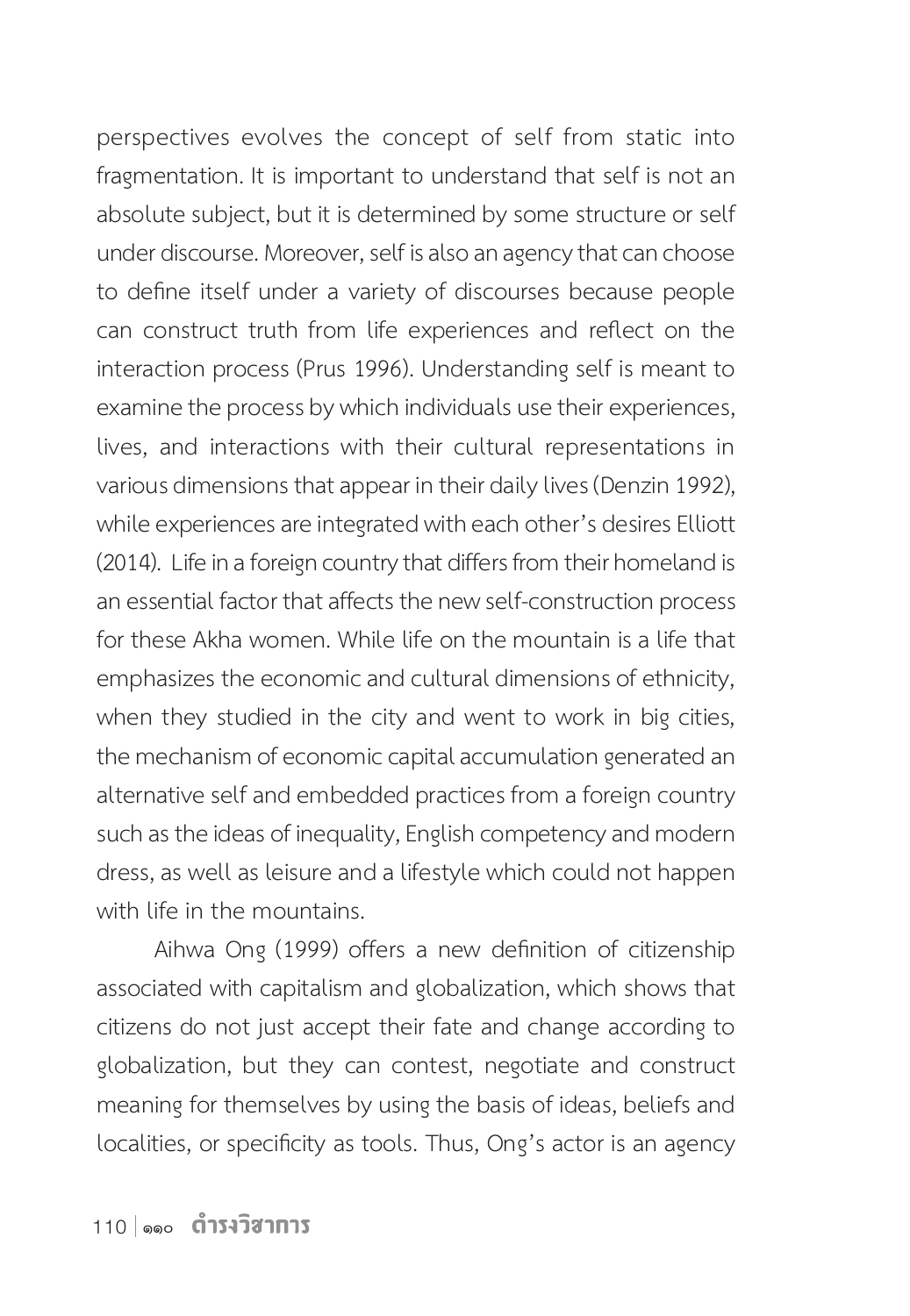perspectives evolves the concept of self from static into fragmentation. It is important to understand that self is not an absolute subject, but it is determined by some structure or self under discourse. Moreover, self is also an agency that can choose to define itself under a variety of discourses because people can construct truth from life experiences and reflect on the interaction process (Prus 1996). Understanding self is meant to examine the process by which individuals use their experiences, lives, and interactions with their cultural representations in various dimensions that appear in their daily lives (Denzin 1992), while experiences are integrated with each other's desires Elliott (2014). Life in a foreign country that differs from their homeland is an essential factor that affects the new self-construction process for these Akha women. While life on the mountain is a life that emphasizes the economic and cultural dimensions of ethnicity, when they studied in the city and went to work in big cities, the mechanism of economic capital accumulation generated an alternative self and embedded practices from a foreign country such as the ideas of inequality, English competency and modern dress, as well as leisure and a lifestyle which could not happen with life in the mountains.

Aihwa Ong (1999) offers a new definition of citizenship associated with capitalism and globalization, which shows that citizens do not just accept their fate and change according to globalization, but they can contest, negotiate and construct meaning for themselves by using the basis of ideas, beliefs and localities, or specificity as tools. Thus, Ong's actor is an agency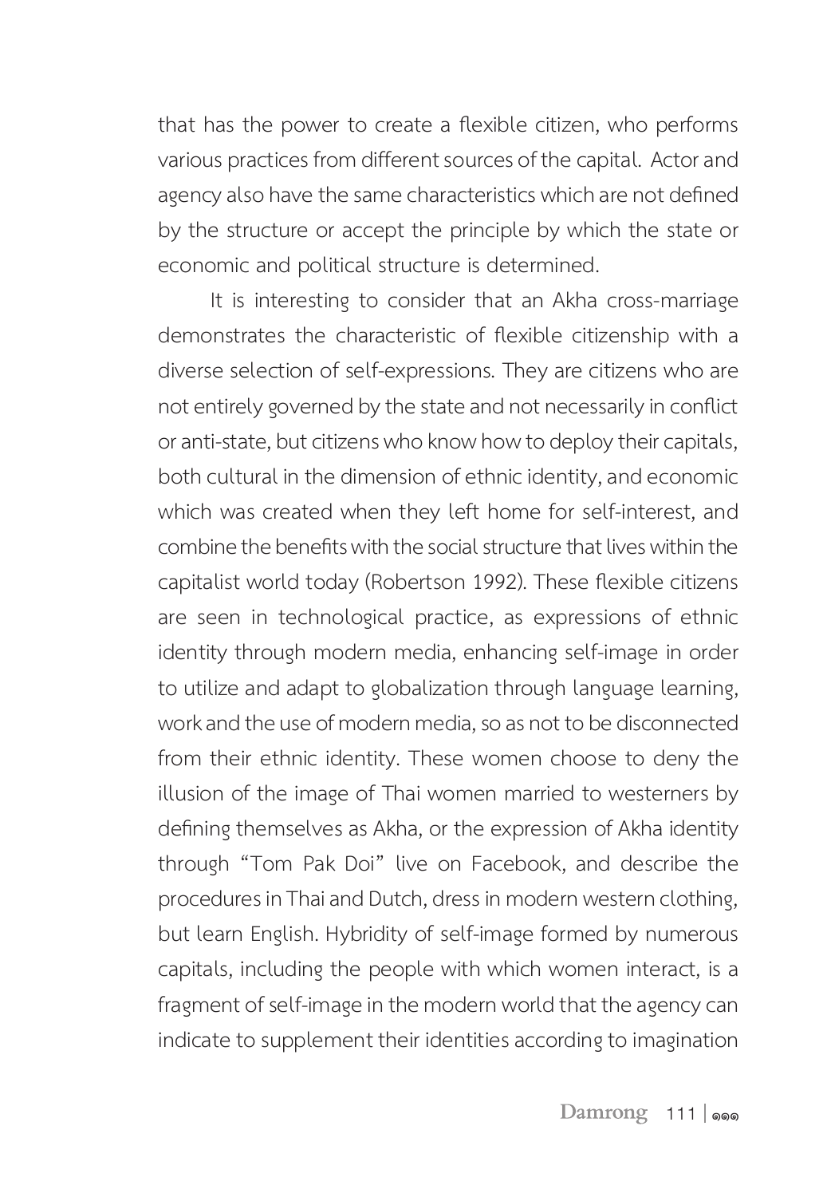that has the power to create a flexible citizen, who performs various practices from different sources of the capital. Actor and agency also have the same characteristics which are not defined by the structure or accept the principle by which the state or economic and political structure is determined.

It is interesting to consider that an Akha cross-marriage demonstrates the characteristic of flexible citizenship with a diverse selection of self-expressions. They are citizens who are not entirely governed by the state and not necessarily in conflict or anti-state, but citizens who know how to deploy their capitals, both cultural in the dimension of ethnic identity, and economic which was created when they left home for self-interest, and combine the benefits with the social structure that lives within the capitalist world today (Robertson 1992). These flexible citizens are seen in technological practice, as expressions of ethnic identity through modern media, enhancing self-image in order to utilize and adapt to globalization through language learning, work and the use of modern media, so as not to be disconnected from their ethnic identity. These women choose to deny the illusion of the image of Thai women married to westerners by defining themselves as Akha, or the expression of Akha identity through "Tom Pak Doi" live on Facebook, and describe the procedures in Thai and Dutch, dress in modern western clothing, but learn English. Hybridity of self-image formed by numerous capitals, including the people with which women interact, is a fragment of self-image in the modern world that the agency can indicate to supplement their identities according to imagination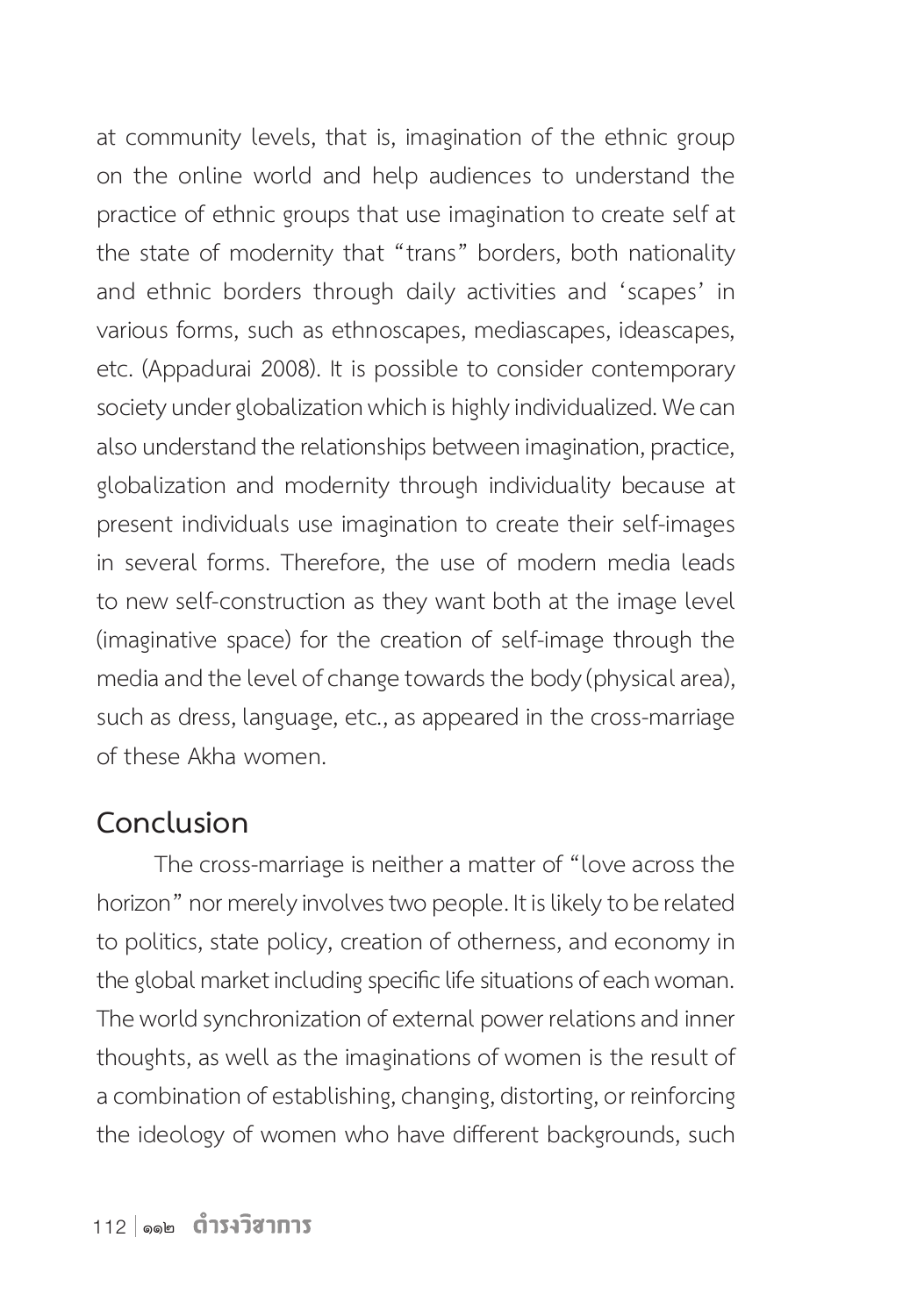at community levels, that is, imagination of the ethnic group on the online world and help audiences to understand the practice of ethnic groups that use imagination to create self at the state of modernity that "trans" borders, both nationality and ethnic borders through daily activities and 'scapes' in various forms, such as ethnoscapes, mediascapes, ideascapes, etc. (Appadurai 2008). It is possible to consider contemporary society under globalization which is highly individualized. We can also understand the relationships between imagination, practice, globalization and modernity through individuality because at present individuals use imagination to create their self-images in several forms. Therefore, the use of modern media leads to new self-construction as they want both at the image level (imaginative space) for the creation of self-image through the media and the level of change towards the body (physical area), such as dress, language, etc., as appeared in the cross-marriage of these Akha women.

## Conclusion

The cross-marriage is neither a matter of "love across the horizon" nor merely involves two people. It is likely to be related to politics, state policy, creation of otherness, and economy in the global market including specific life situations of each woman. The world synchronization of external power relations and inner thoughts, as well as the imaginations of women is the result of a combination of establishing, changing, distorting, or reinforcing the ideology of women who have different backgrounds, such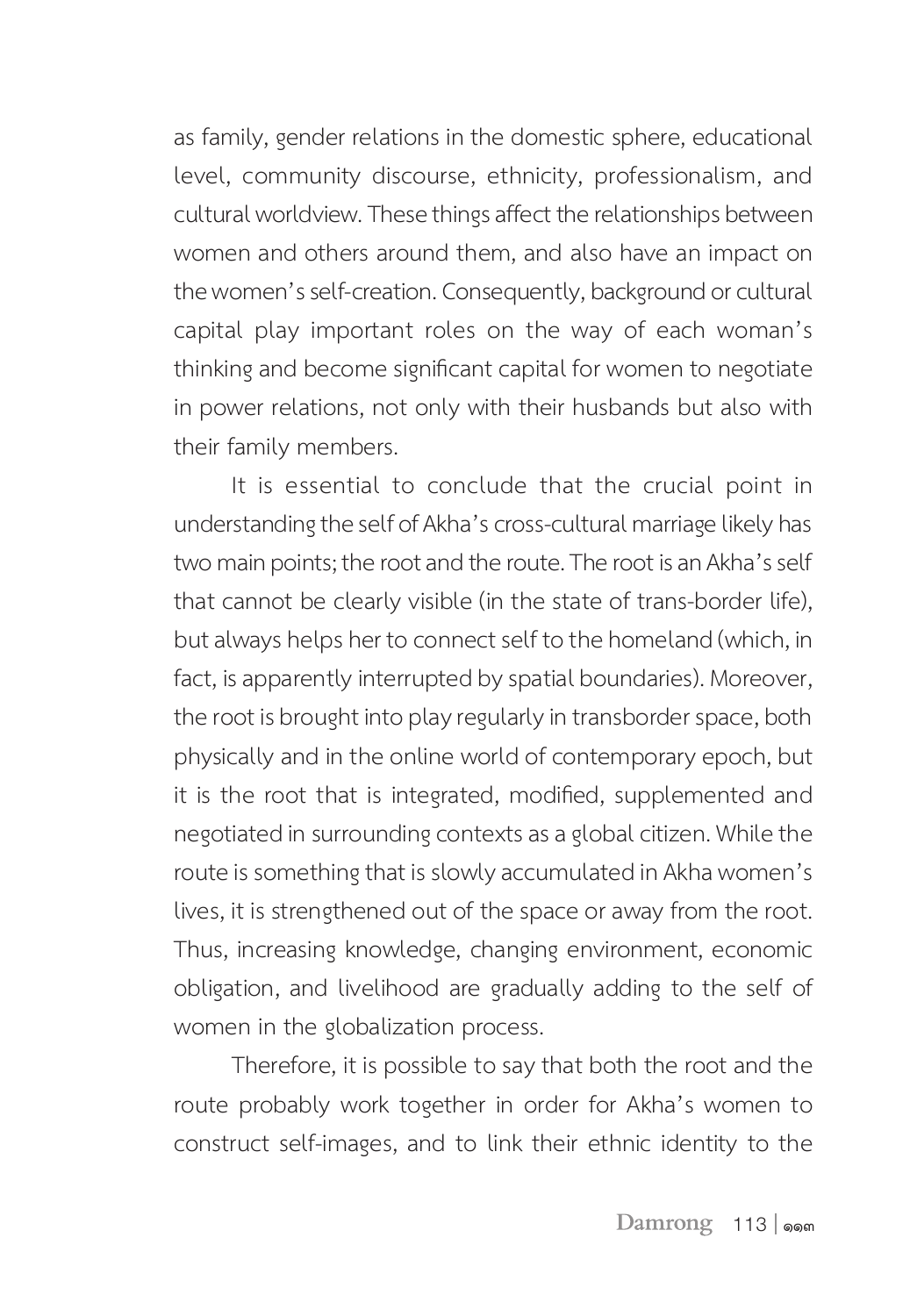as family, gender relations in the domestic sphere, educational level, community discourse, ethnicity, professionalism, and cultural worldview. These things affect the relationships between women and others around them, and also have an impact on the women's self-creation. Consequently, background or cultural capital play important roles on the way of each woman's thinking and become significant capital for women to negotiate in power relations, not only with their husbands but also with their family members.

It is essential to conclude that the crucial point in understanding the self of Akha's cross-cultural marriage likely has two main points; the root and the route. The root is an Akha's self that cannot be clearly visible (in the state of trans-border life), but always helps her to connect self to the homeland (which, in fact, is apparently interrupted by spatial boundaries). Moreover, the root is brought into play regularly in transborder space, both physically and in the online world of contemporary epoch, but it is the root that is integrated, modified, supplemented and negotiated in surrounding contexts as a global citizen. While the route is something that is slowly accumulated in Akha women's lives, it is strengthened out of the space or away from the root. Thus, increasing knowledge, changing environment, economic obligation, and livelihood are gradually adding to the self of women in the globalization process.

Therefore, it is possible to say that both the root and the route probably work together in order for Akha's women to construct self-images, and to link their ethnic identity to the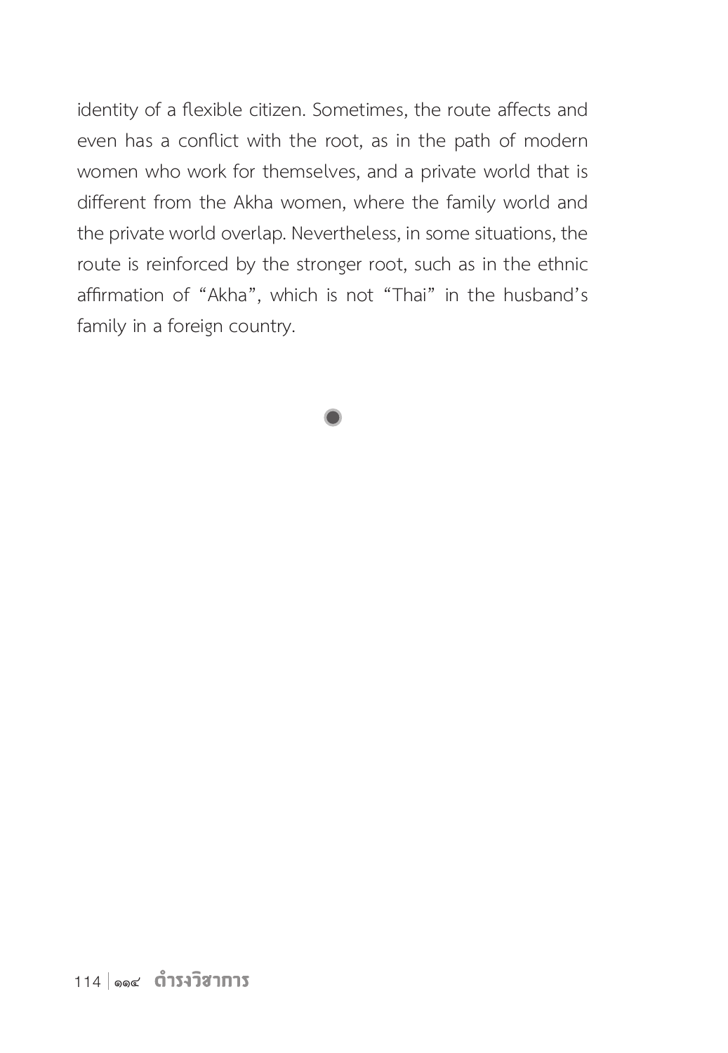identity of a flexible citizen. Sometimes, the route affects and even has a conflict with the root, as in the path of modern women who work for themselves, and a private world that is different from the Akha women, where the family world and the private world overlap. Nevertheless, in some situations, the route is reinforced by the stronger root, such as in the ethnic affirmation of "Akha", which is not "Thai" in the husband's family in a foreign country.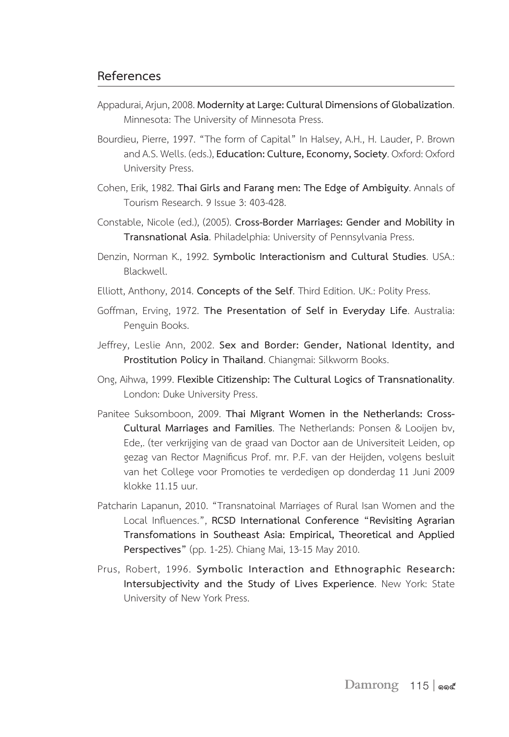## References

Appadurai, Arjun, 2008. **Modernity at Large: Cultural Dimensions of Globalization**. Minnesota: The University of Minnesota Press.

Bourdieu, Pierre, 1997. "The form of Capital" In Halsey, A.H., H. Lauder, P. Brown and A.S. Wells. (eds.), **Education: Culture, Economy, Society**. Oxford: Oxford University Press.

Cohen, Erik, 1982. **Thai Girls and Farang men: The Edge of Ambiguity**. Annals of Tourism Research. 9 Issue 3: 403-428.

Constable, Nicole (ed.), (2005). **Cross-Border Marriages: Gender and Mobility in Transnational Asia**. Philadelphia: University of Pennsylvania Press.

Denzin, Norman K., 1992. **Symbolic Interactionism and Cultural Studies**. USA.: Blackwell.

Elliott, Anthony, 2014. **Concepts of the Self**. Third Edition. UK.: Polity Press.

Goffman, Erving, 1972. **The Presentation of Self in Everyday Life**. Australia: Penguin Books.

Jeffrey, Leslie Ann, 2002. **Sex and Border: Gender, National Identity, and Prostitution Policy in Thailand**. Chiangmai: Silkworm Books.

Ong, Aihwa, 1999. **Flexible Citizenship: The Cultural Logics of Transnationality**. London: Duke University Press.

Panitee Suksomboon, 2009. **Thai Migrant Women in the Netherlands: Cross-Cultural Marriages and Families**. The Netherlands: Ponsen & Looijen bv, Ede,. (ter verkrijging van de graad van Doctor aan de Universiteit Leiden, op gezag van Rector Magnificus Prof. mr. P.F. van der Heijden, volgens besluit van het College voor Promoties te verdedigen op donderdag 11 Juni 2009 klokke 11.15 uur.

Patcharin Lapanun, 2010. "Transnatoinal Marriages of Rural Isan Women and the Local Influences.", **RCSD International Conference "Revisiting Agrarian Transfomations in Southeast Asia: Empirical, Theoretical and Applied Perspectives"** (pp. 1-25). Chiang Mai, 13-15 May 2010.

Prus, Robert, 1996. **Symbolic Interaction and Ethnographic Research: Intersubjectivity and the Study of Lives Experience**. New York: State University of New York Press.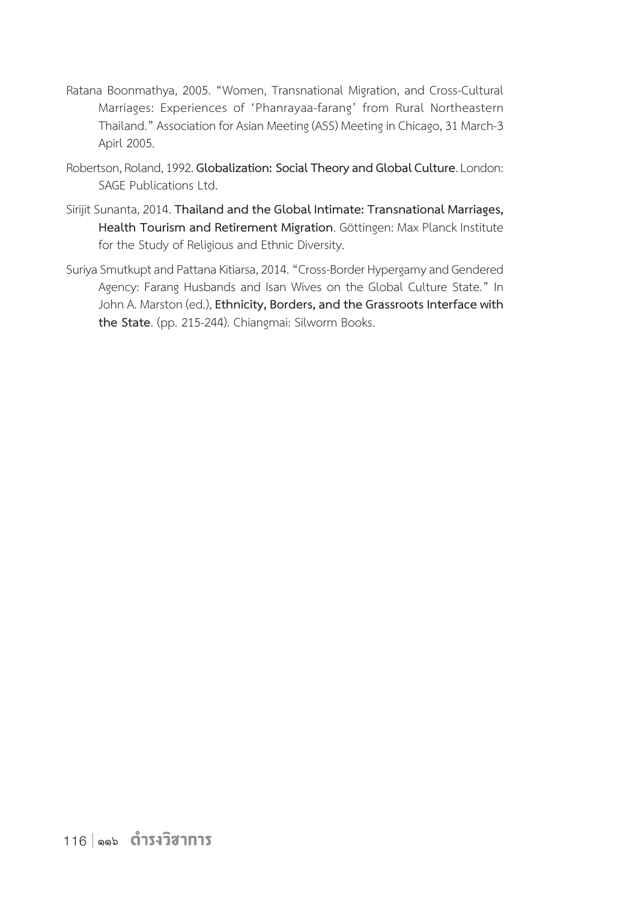Ratana Boonmathya, 2005. "Women, Transnational Migration, and Cross-Cultural Marriages: Experiences of 'Phanrayaa-farang' from Rural Northeastern Thailand." Association for Asian Meeting (ASS) Meeting in Chicago, 31 March-3 Apirl 2005.

Robertson, Roland, 1992. **Globalization: Social Theory and Global Culture**. London: SAGE Publications Ltd.

Sirijit Sunanta, 2014. **Thailand and the Global Intimate: Transnational Marriages, Health Tourism and Retirement Migration**. Göttingen: Max Planck Institute for the Study of Religious and Ethnic Diversity.

Suriya Smutkupt and Pattana Kitiarsa, 2014. "Cross-Border Hypergamy and Gendered Agency: Farang Husbands and Isan Wives on the Global Culture State." In John A. Marston (ed.), **Ethnicity, Borders, and the Grassroots Interface with the State**. (pp. 215-244). Chiangmai: Silworm Books.